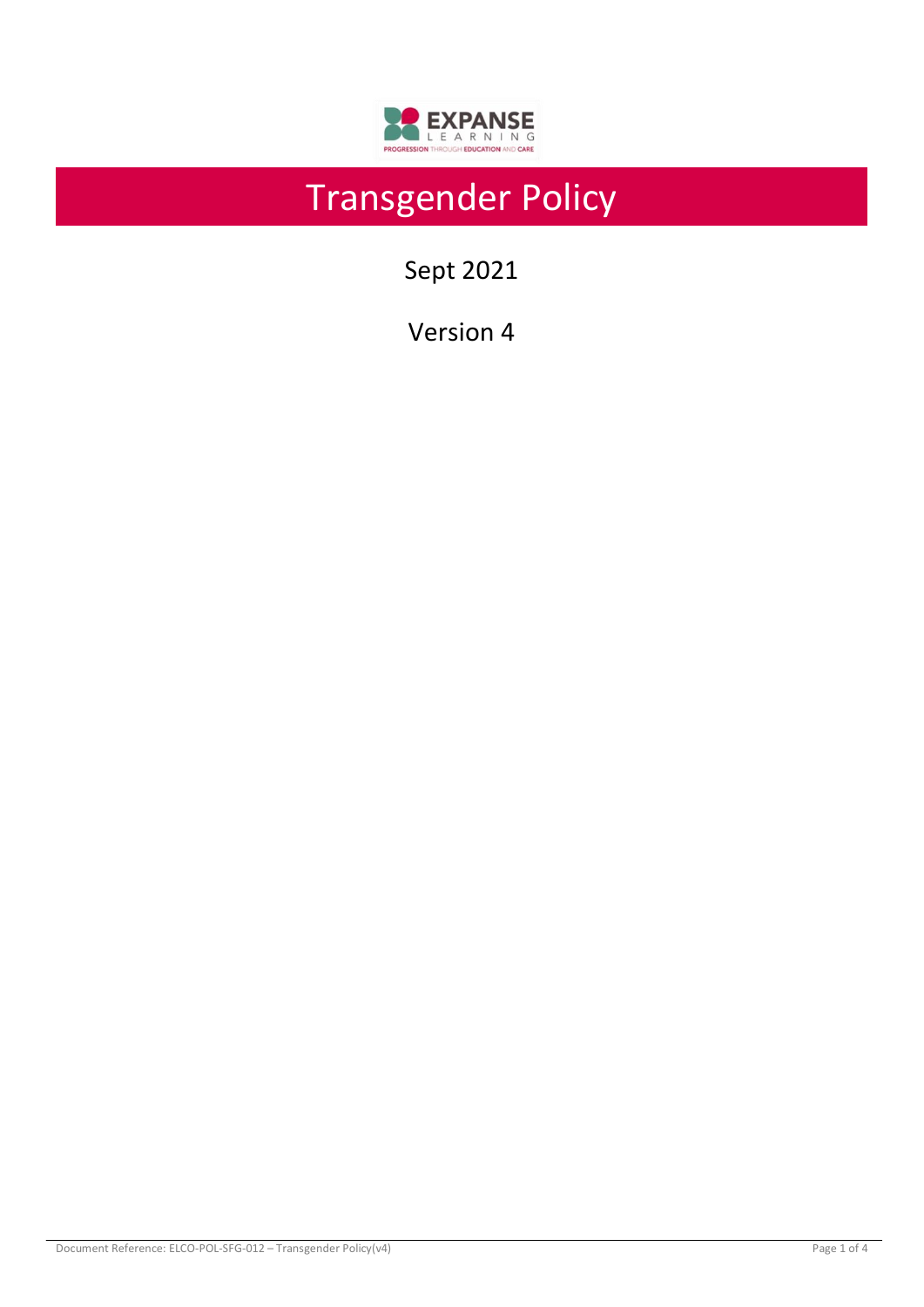EXPANSE LEARNING

PROGRESSION THROUGH EDUCATION AND CARE

# Transgender Policy

Sept 2021

Version 4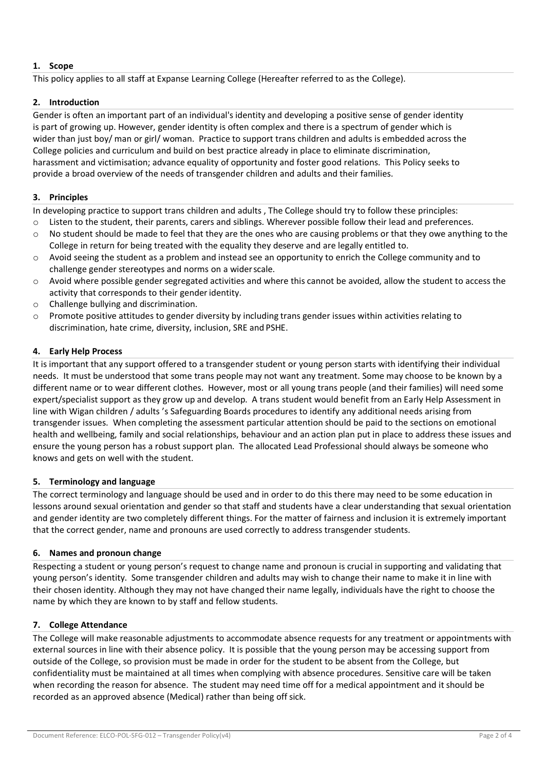## 1. Scope

This policy applies to all staff at Expanse Learning College (Hereafter referred to as the College).

## 2. Introduction

Gender is often an important part of an individual's identity and developing a positive sense of gender identity is part of growing up. However, gender identity is often complex and there is a spectrum of gender which is wider than just boy/ man or girl/ woman. Practice to support trans children and adults is embedded across the College policies and curriculum and build on best practice already in place to eliminate discrimination, harassment and victimisation; advance equality of opportunity and foster good relations. This Policy seeks to provide a broad overview of the needs of transgender children and adults and their families.

## 3. Principles

In developing practice to support trans children and adults , The College should try to follow these principles:

- Listen to the student, their parents, carers and siblings. Wherever possible follow their lead and preferences.
- No student should be made to feel that they are the ones who are causing problems or that they owe anything to the College in return for being treated with the equality they deserve and are legally entitled to.
- Avoid seeing the student as a problem and instead see an opportunity to enrich the College community and to challenge gender stereotypes and norms on a wider scale.
- Avoid where possible gender segregated activities and where this cannot be avoided, allow the student to access the activity that corresponds to their gender identity.
- Challenge bullying and discrimination.
- Promote positive attitudes to gender diversity by including trans gender issues within activities relating to discrimination, hate crime, diversity, inclusion, SRE and PSHE.

## 4. Early Help Process

It is important that any support offered to a transgender student or young person starts with identifying their individual needs. It must be understood that some trans people may not want any treatment. Some may choose to be known by a different name or to wear different clothes. However, most or all young trans people (and their families) will need some expert/specialist support as they grow up and develop. A trans student would benefit from an Early Help Assessment in line with Wigan children / adults 's Safeguarding Boards procedures to identify any additional needs arising from transgender issues. When completing the assessment particular attention should be paid to the sections on emotional health and wellbeing, family and social relationships, behaviour and an action plan put in place to address these issues and ensure the young person has a robust support plan. The allocated Lead Professional should always be someone who knows and gets on well with the student.

## 5. Terminology and language

The correct terminology and language should be used and in order to do this there may need to be some education in lessons around sexual orientation and gender so that staff and students have a clear understanding that sexual orientation and gender identity are two completely different things. For the matter of fairness and inclusion it is extremely important that the correct gender, name and pronouns are used correctly to address transgender students.

## 6. Names and pronoun change

Respecting a student or young person's request to change name and pronoun is crucial in supporting and validating that young person's identity. Some transgender children and adults may wish to change their name to make it in line with their chosen identity. Although they may not have changed their name legally, individuals have the right to choose the name by which they are known to by staff and fellow students.

## 7. College Attendance

The College will make reasonable adjustments to accommodate absence requests for any treatment or appointments with external sources in line with their absence policy. It is possible that the young person may be accessing support from outside of the College, so provision must be made in order for the student to be absent from the College, but confidentiality must be maintained at all times when complying with absence procedures. Sensitive care will be taken when recording the reason for absence. The student may need time off for a medical appointment and it should be recorded as an approved absence (Medical) rather than being off sick.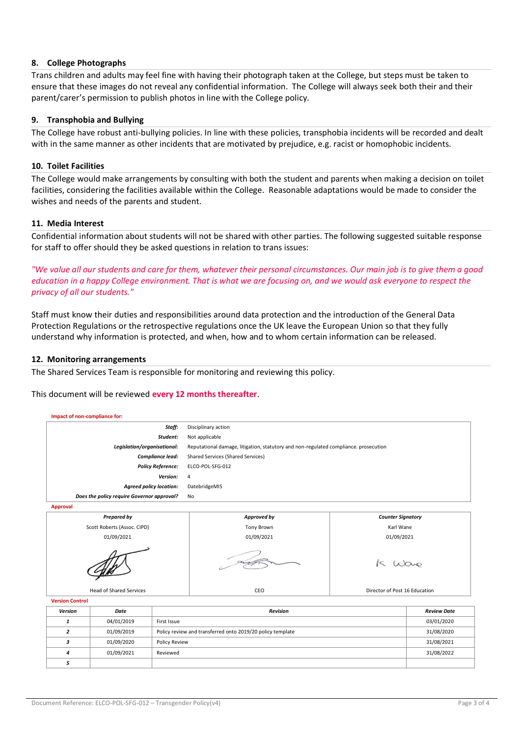## 8. College Photographs

Trans children and adults may feel fine with having their photograph taken at the College, but steps must be taken to ensure that these images do not reveal any confidential information. The College will always seek both their and their parent/carer's permission to publish photos in line with the College policy.

## 9. Transphobia and Bullying

The College have robust anti-bullying policies. In line with these policies, transphobia incidents will be recorded and dealt with in the same manner as other incidents that are motivated by prejudice, e.g. racist or homophobic incidents.

## 10. Toilet Facilities

The College would make arrangements by consulting with both the student and parents when making a decision on toilet facilities, considering the facilities available within the College. Reasonable adaptations would be made to consider the wishes and needs of the parents and student.

## 11. Media Interest

Confidential information about students will not be shared with other parties. The following suggested suitable response for staff to offer should they be asked questions in relation to trans issues:

*"We value all our students and care for them, whatever their personal circumstances. Our main job is to give them a good education in a happy College environment. That is what we are focusing on, and we would ask everyone to respect the privacy of all our students."*

Staff must know their duties and responsibilities around data protection and the introduction of the General Data Protection Regulations or the retrospective regulations once the UK leave the European Union so that they fully understand why information is protected, and when, how and to whom certain information can be released.

## 12. Monitoring arrangements

The Shared Services Team is responsible for monitoring and reviewing this policy.

This document will be reviewed **every 12 months thereafter**.

**Impact of non-compliance for:**

| | |
|---|---|
| ***Staff:*** | Disciplinary action |
| ***Student:*** | Not applicable |
| ***Legislation/organisational:*** | Reputational damage, litigation, statutory and non-regulated compliance. prosecution |
| ***Compliance lead:*** | Shared Services (Shared Services) |
| ***Policy Reference:*** | ELCO-POL-SFG-012 |
| ***Version:*** | 4 |
| ***Agreed policy location:*** | DatebridgeMIS |
| ***Does the policy require Governor approval?*** | No |

**Approval**

| ***Prepared by*** | ***Approved by*** | ***Counter Signatory*** |
|---|---|---|
| Scott Roberts (Assoc. CIPD) | Tony Brown | Karl Wane |
| 01/09/2021 | 01/09/2021 | 01/09/2021 |
| Head of Shared Services | CEO | Director of Post 16 Education |

**Version Control**

| ***Version*** | ***Date*** | ***Revision*** | ***Review Date*** |
|---|---|---|---|
| ***1*** | 04/01/2019 | First Issue | 03/01/2020 |
| ***2*** | 01/09/2019 | Policy review and transferred onto 2019/20 policy template | 31/08/2020 |
| ***3*** | 01/09/2020 | Policy Review | 31/08/2021 |
| ***4*** | 01/09/2021 | Reviewed | 31/08/2022 |
| ***5*** | | | |